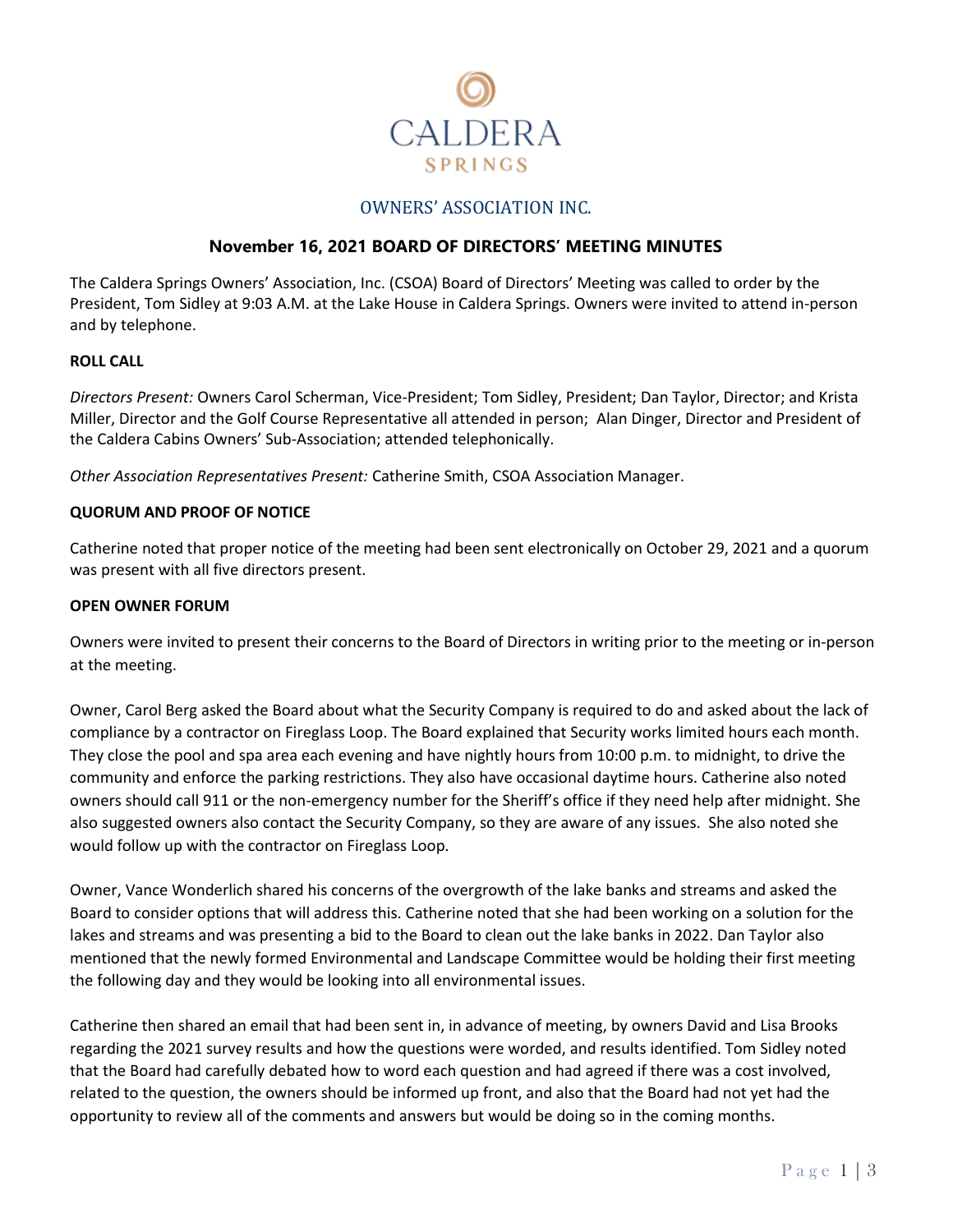CALDERA SPRINGS

OWNERS' ASSOCIATION INC.

## November 16, 2021 BOARD OF DIRECTORS' MEETING MINUTES

The Caldera Springs Owners' Association, Inc. (CSOA) Board of Directors' Meeting was called to order by the President, Tom Sidley at 9:03 A.M. at the Lake House in Caldera Springs. Owners were invited to attend in-person and by telephone.

**ROLL CALL**

*Directors Present:* Owners Carol Scherman, Vice-President; Tom Sidley, President; Dan Taylor, Director; and Krista Miller, Director and the Golf Course Representative all attended in person; Alan Dinger, Director and President of the Caldera Cabins Owners' Sub-Association; attended telephonically.

*Other Association Representatives Present:* Catherine Smith, CSOA Association Manager.

**QUORUM AND PROOF OF NOTICE**

Catherine noted that proper notice of the meeting had been sent electronically on October 29, 2021 and a quorum was present with all five directors present.

**OPEN OWNER FORUM**

Owners were invited to present their concerns to the Board of Directors in writing prior to the meeting or in-person at the meeting.

Owner, Carol Berg asked the Board about what the Security Company is required to do and asked about the lack of compliance by a contractor on Fireglass Loop. The Board explained that Security works limited hours each month. They close the pool and spa area each evening and have nightly hours from 10:00 p.m. to midnight, to drive the community and enforce the parking restrictions. They also have occasional daytime hours. Catherine also noted owners should call 911 or the non-emergency number for the Sheriff's office if they need help after midnight. She also suggested owners also contact the Security Company, so they are aware of any issues. She also noted she would follow up with the contractor on Fireglass Loop.

Owner, Vance Wonderlich shared his concerns of the overgrowth of the lake banks and streams and asked the Board to consider options that will address this. Catherine noted that she had been working on a solution for the lakes and streams and was presenting a bid to the Board to clean out the lake banks in 2022. Dan Taylor also mentioned that the newly formed Environmental and Landscape Committee would be holding their first meeting the following day and they would be looking into all environmental issues.

Catherine then shared an email that had been sent in, in advance of meeting, by owners David and Lisa Brooks regarding the 2021 survey results and how the questions were worded, and results identified. Tom Sidley noted that the Board had carefully debated how to word each question and had agreed if there was a cost involved, related to the question, the owners should be informed up front, and also that the Board had not yet had the opportunity to review all of the comments and answers but would be doing so in the coming months.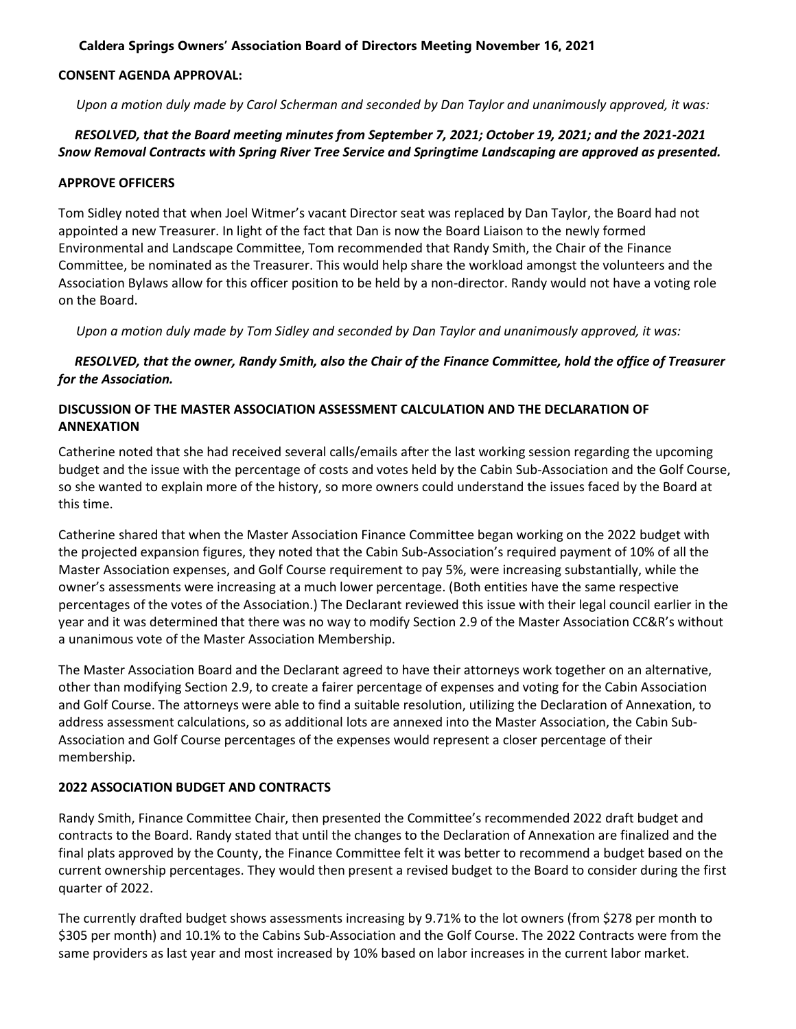**Caldera Springs Owners' Association Board of Directors Meeting November 16, 2021**

**CONSENT AGENDA APPROVAL:**

*Upon a motion duly made by Carol Scherman and seconded by Dan Taylor and unanimously approved, it was:*

***RESOLVED, that the Board meeting minutes from September 7, 2021; October 19, 2021; and the 2021-2021 Snow Removal Contracts with Spring River Tree Service and Springtime Landscaping are approved as presented.***

**APPROVE OFFICERS**

Tom Sidley noted that when Joel Witmer's vacant Director seat was replaced by Dan Taylor, the Board had not appointed a new Treasurer. In light of the fact that Dan is now the Board Liaison to the newly formed Environmental and Landscape Committee, Tom recommended that Randy Smith, the Chair of the Finance Committee, be nominated as the Treasurer. This would help share the workload amongst the volunteers and the Association Bylaws allow for this officer position to be held by a non-director. Randy would not have a voting role on the Board.

*Upon a motion duly made by Tom Sidley and seconded by Dan Taylor and unanimously approved, it was:*

***RESOLVED, that the owner, Randy Smith, also the Chair of the Finance Committee, hold the office of Treasurer for the Association.***

**DISCUSSION OF THE MASTER ASSOCIATION ASSESSMENT CALCULATION AND THE DECLARATION OF ANNEXATION**

Catherine noted that she had received several calls/emails after the last working session regarding the upcoming budget and the issue with the percentage of costs and votes held by the Cabin Sub-Association and the Golf Course, so she wanted to explain more of the history, so more owners could understand the issues faced by the Board at this time.

Catherine shared that when the Master Association Finance Committee began working on the 2022 budget with the projected expansion figures, they noted that the Cabin Sub-Association's required payment of 10% of all the Master Association expenses, and Golf Course requirement to pay 5%, were increasing substantially, while the owner's assessments were increasing at a much lower percentage. (Both entities have the same respective percentages of the votes of the Association.) The Declarant reviewed this issue with their legal council earlier in the year and it was determined that there was no way to modify Section 2.9 of the Master Association CC&R's without a unanimous vote of the Master Association Membership.

The Master Association Board and the Declarant agreed to have their attorneys work together on an alternative, other than modifying Section 2.9, to create a fairer percentage of expenses and voting for the Cabin Association and Golf Course. The attorneys were able to find a suitable resolution, utilizing the Declaration of Annexation, to address assessment calculations, so as additional lots are annexed into the Master Association, the Cabin Sub-Association and Golf Course percentages of the expenses would represent a closer percentage of their membership.

**2022 ASSOCIATION BUDGET AND CONTRACTS**

Randy Smith, Finance Committee Chair, then presented the Committee's recommended 2022 draft budget and contracts to the Board. Randy stated that until the changes to the Declaration of Annexation are finalized and the final plats approved by the County, the Finance Committee felt it was better to recommend a budget based on the current ownership percentages. They would then present a revised budget to the Board to consider during the first quarter of 2022.

The currently drafted budget shows assessments increasing by 9.71% to the lot owners (from $278 per month to $305 per month) and 10.1% to the Cabins Sub-Association and the Golf Course. The 2022 Contracts were from the same providers as last year and most increased by 10% based on labor increases in the current labor market.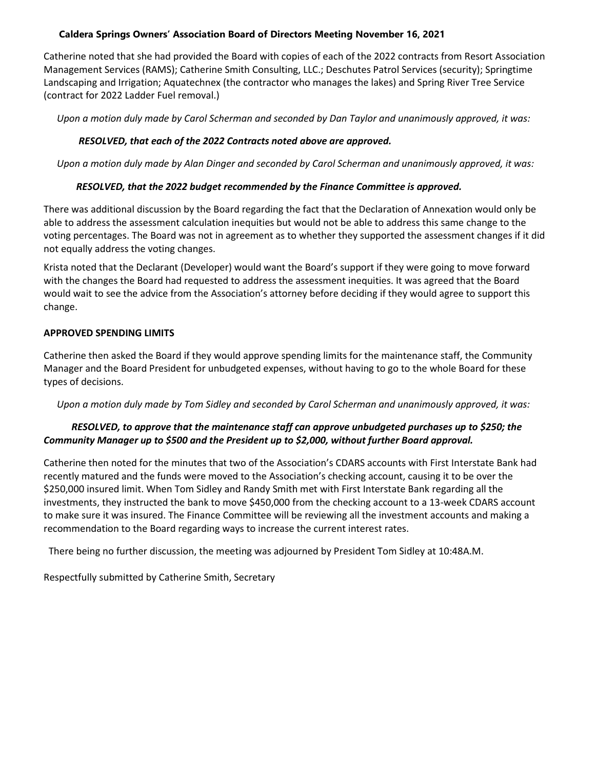**Caldera Springs Owners' Association Board of Directors Meeting November 16, 2021**

Catherine noted that she had provided the Board with copies of each of the 2022 contracts from Resort Association Management Services (RAMS); Catherine Smith Consulting, LLC.; Deschutes Patrol Services (security); Springtime Landscaping and Irrigation; Aquatechnex (the contractor who manages the lakes) and Spring River Tree Service (contract for 2022 Ladder Fuel removal.)

*Upon a motion duly made by Carol Scherman and seconded by Dan Taylor and unanimously approved, it was:*

***RESOLVED, that each of the 2022 Contracts noted above are approved.***

*Upon a motion duly made by Alan Dinger and seconded by Carol Scherman and unanimously approved, it was:*

***RESOLVED, that the 2022 budget recommended by the Finance Committee is approved.***

There was additional discussion by the Board regarding the fact that the Declaration of Annexation would only be able to address the assessment calculation inequities but would not be able to address this same change to the voting percentages. The Board was not in agreement as to whether they supported the assessment changes if it did not equally address the voting changes.

Krista noted that the Declarant (Developer) would want the Board's support if they were going to move forward with the changes the Board had requested to address the assessment inequities. It was agreed that the Board would wait to see the advice from the Association's attorney before deciding if they would agree to support this change.

**APPROVED SPENDING LIMITS**

Catherine then asked the Board if they would approve spending limits for the maintenance staff, the Community Manager and the Board President for unbudgeted expenses, without having to go to the whole Board for these types of decisions.

*Upon a motion duly made by Tom Sidley and seconded by Carol Scherman and unanimously approved, it was:*

***RESOLVED, to approve that the maintenance staff can approve unbudgeted purchases up to $250; the Community Manager up to $500 and the President up to $2,000, without further Board approval.***

Catherine then noted for the minutes that two of the Association's CDARS accounts with First Interstate Bank had recently matured and the funds were moved to the Association's checking account, causing it to be over the $250,000 insured limit. When Tom Sidley and Randy Smith met with First Interstate Bank regarding all the investments, they instructed the bank to move $450,000 from the checking account to a 13-week CDARS account to make sure it was insured. The Finance Committee will be reviewing all the investment accounts and making a recommendation to the Board regarding ways to increase the current interest rates.

There being no further discussion, the meeting was adjourned by President Tom Sidley at 10:48A.M.

Respectfully submitted by Catherine Smith, Secretary